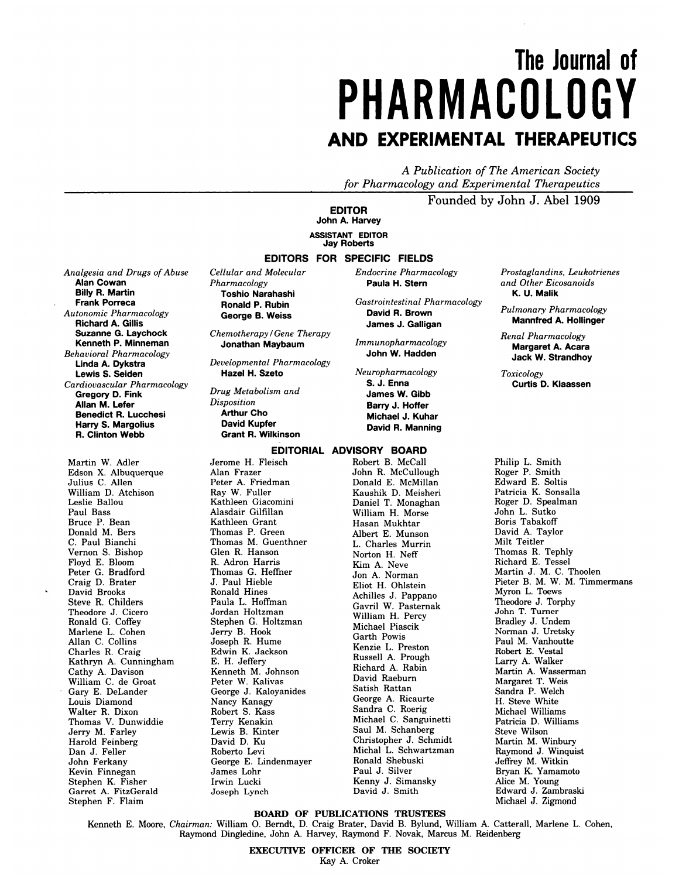# The Journal of PHARMACOLOGY AND EXPERIMENTAL THERAPEUTICS

*A Publication of The American Society for Pharmacology and Experimental Therapeutics*

Founded by John J. Abel 1909

## EDITOR

**John A. Harvey**

### ASSISTANT EDITOR

**Jay Roberts**

## EDITORS FOR SPECIFIC FIELDS

*Analgesia and Drugs of Abuse*
**Alan Cowan**
**Billy R. Martin**
**Frank Porreca**

*Autonomic Pharmacology*
**Richard A. Gillis**
**Suzanne G. Laychock**
**Kenneth P. Minneman**

*Behavioral Pharmacology*
**Linda A. Dykstra**
**Lewis S. Seiden**

*Cardiovascular Pharmacology*
**Gregory D. Fink**
**Allan M. Lefer**
**Benedict R. Lucchesi**
**Harry S. Margolius**
**R. Clinton Webb**

*Cellular and Molecular Pharmacology*
**Toshio Narahashi**
**Ronald P. Rubin**
**George B. Weiss**

*Chemotherapy/Gene Therapy*
**Jonathan Maybaum**

*Developmental Pharmacology*
**Hazel H. Szeto**

*Drug Metabolism and Disposition*
**Arthur Cho**
**David Kupfer**
**Grant R. Wilkinson**

*Endocrine Pharmacology*
**Paula H. Stern**

*Gastrointestinal Pharmacology*
**David R. Brown**
**James J. Galligan**

*Immunopharmacology*
**John W. Hadden**

*Neuropharmacology*
**S. J. Enna**
**James W. Gibb**
**Barry J. Hoffer**
**Michael J. Kuhar**
**David R. Manning**

*Prostaglandins, Leukotrienes and Other Eicosanoids*
**K. U. Malik**

*Pulmonary Pharmacology*
**Mannfred A. Hollinger**

*Renal Pharmacology*
**Margaret A. Acara**
**Jack W. Strandhoy**

*Toxicology*
**Curtis D. Klaassen**

## EDITORIAL ADVISORY BOARD

Martin W. Adler
Edson X. Albuquerque
Julius C. Allen
William D. Atchison
Leslie Ballou
Paul Bass
Bruce P. Bean
Donald M. Bers
C. Paul Bianchi
Vernon S. Bishop
Floyd E. Bloom
Peter G. Bradford
Craig D. Brater
David Brooks
Steve R. Childers
Theodore J. Cicero
Ronald G. Coffey
Marlene L. Cohen
Allan C. Collins
Charles R. Craig
Kathryn A. Cunningham
Cathy A. Davison
William C. de Groat
Gary E. DeLander
Louis Diamond
Walter R. Dixon
Thomas V. Dunwiddie
Jerry M. Farley
Harold Feinberg
Dan J. Feller
John Ferkany
Kevin Finnegan
Stephen K. Fisher
Garret A. FitzGerald
Stephen F. Flaim
Jerome H. Fleisch
Alan Frazer
Peter A. Friedman
Ray W. Fuller
Kathleen Giacomini
Alasdair Gilfillan
Kathleen Grant
Thomas P. Green
Thomas M. Guenthner
Glen R. Hanson
R. Adron Harris
Thomas G. Heffner
J. Paul Hieble
Ronald Hines
Paula L. Hoffman
Jordan Holtzman
Stephen G. Holtzman
Jerry B. Hook
Joseph R. Hume
Edwin K. Jackson
E. H. Jeffery
Kenneth M. Johnson
Peter W. Kalivas
George J. Kaloyanides
Nancy Kanagy
Robert S. Kass
Terry Kenakin
Lewis B. Kinter
David D. Ku
Roberto Levi
George E. Lindenmayer
James Lohr
Irwin Lucki
Joseph Lynch
Robert B. McCall
John R. McCullough
Donald E. McMillan
Kaushik D. Meisheri
Daniel T. Monaghan
William H. Morse
Hasan Mukhtar
Albert E. Munson
L. Charles Murrin
Norton H. Neff
Kim A. Neve
Jon A. Norman
Eliot H. Ohlstein
Achilles J. Pappano
Gavril W. Pasternak
William H. Percy
Michael Piascik
Garth Powis
Kenzie L. Preston
Russell A. Prough
Richard A. Rabin
David Raeburn
Satish Rattan
George A. Ricaurte
Sandra C. Roerig
Michael C. Sanguinetti
Saul M. Schanberg
Christopher J. Schmidt
Michal L. Schwartzman
Ronald Shebuski
Paul J. Silver
Kenny J. Simansky
David J. Smith
Philip L. Smith
Roger P. Smith
Edward E. Soltis
Patricia K. Sonsalla
Roger D. Spealman
John L. Sutko
Boris Tabakoff
David A. Taylor
Milt Teitler
Thomas R. Tephly
Richard E. Tessel
Martin J. M. C. Thoolen
Pieter B. M. W. M. Timmermans
Myron L. Toews
Theodore J. Torphy
John T. Turner
Bradley J. Undem
Norman J. Uretsky
Paul M. Vanhoutte
Robert E. Vestal
Larry A. Walker
Martin A. Wasserman
Margaret T. Weis
Sandra P. Welch
H. Steve White
Michael Williams
Patricia D. Williams
Steve Wilson
Martin M. Winbury
Raymond J. Winquist
Jeffrey M. Witkin
Bryan K. Yamamoto
Alice M. Young
Edward J. Zambraski
Michael J. Zigmond

## BOARD OF PUBLICATIONS TRUSTEES

Kenneth E. Moore, *Chairman:* William O. Berndt, D. Craig Brater, David B. Bylund, William A. Catterall, Marlene L. Cohen, Raymond Dingledine, John A. Harvey, Raymond F. Novak, Marcus M. Reidenberg

## EXECUTIVE OFFICER OF THE SOCIETY

Kay A. Croker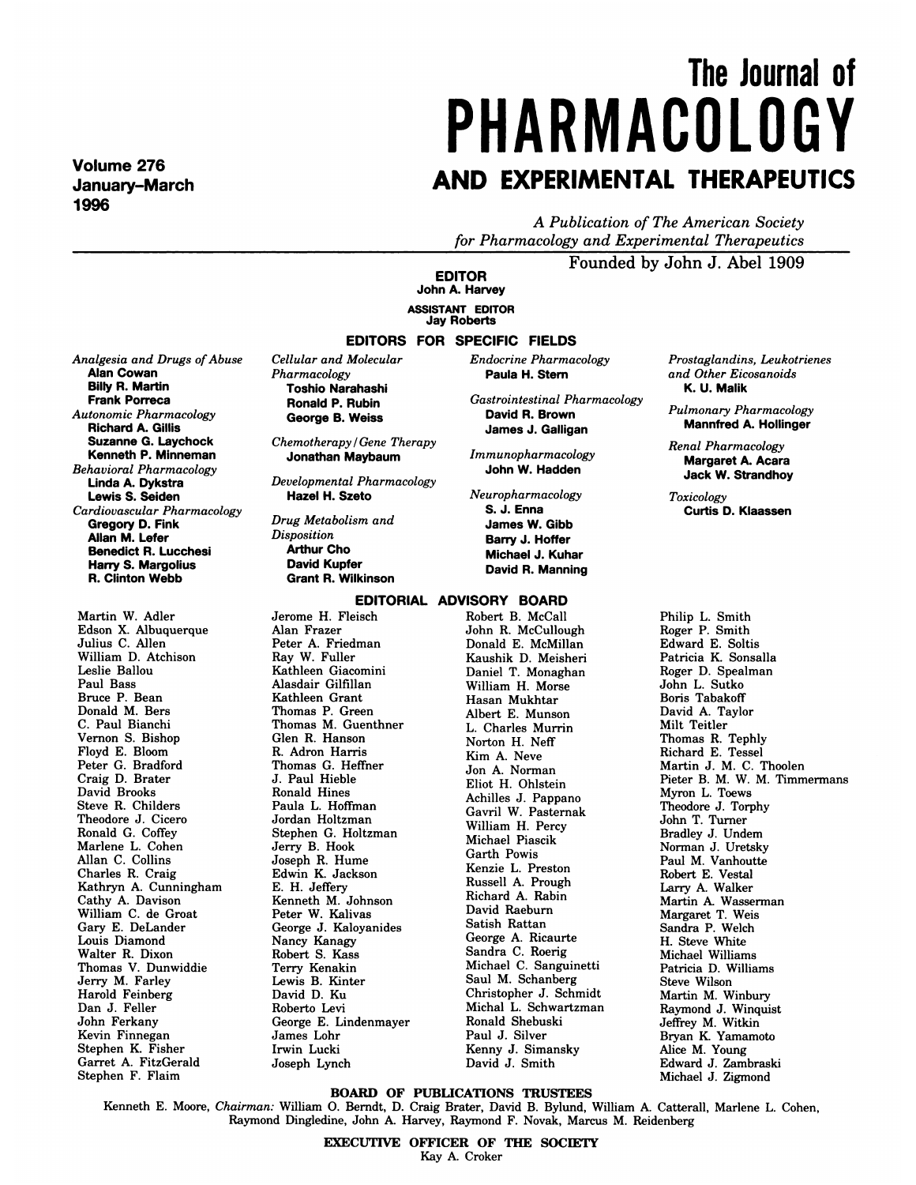Volume 276
January–March
1996

# The Journal of PHARMACOLOGY AND EXPERIMENTAL THERAPEUTICS

*A Publication of The American Society for Pharmacology and Experimental Therapeutics*

Founded by John J. Abel 1909

## EDITOR

**John A. Harvey**

**ASSISTANT EDITOR**

**Jay Roberts**

## EDITORS FOR SPECIFIC FIELDS

*Analgesia and Drugs of Abuse*
**Alan Cowan**
**Billy R. Martin**
**Frank Porreca**

*Autonomic Pharmacology*
**Richard A. Gillis**
**Suzanne G. Laychock**
**Kenneth P. Minneman**

*Behavioral Pharmacology*
**Linda A. Dykstra**
**Lewis S. Seiden**

*Cardiovascular Pharmacology*
**Gregory D. Fink**
**Allan M. Lefer**
**Benedict R. Lucchesi**
**Harry S. Margolius**
**R. Clinton Webb**

*Cellular and Molecular Pharmacology*
**Toshio Narahashi**
**Ronald P. Rubin**
**George B. Weiss**

*Chemotherapy/Gene Therapy*
**Jonathan Maybaum**

*Developmental Pharmacology*
**Hazel H. Szeto**

*Drug Metabolism and Disposition*
**Arthur Cho**
**David Kupfer**
**Grant R. Wilkinson**

*Endocrine Pharmacology*
**Paula H. Stern**

*Gastrointestinal Pharmacology*
**David R. Brown**
**James J. Galligan**

*Immunopharmacology*
**John W. Hadden**

*Neuropharmacology*
**S. J. Enna**
**James W. Gibb**
**Barry J. Hoffer**
**Michael J. Kuhar**
**David R. Manning**

*Prostaglandins, Leukotrienes and Other Eicosanoids*
**K. U. Malik**

*Pulmonary Pharmacology*
**Mannfred A. Hollinger**

*Renal Pharmacology*
**Margaret A. Acara**
**Jack W. Strandhoy**

*Toxicology*
**Curtis D. Klaassen**

## EDITORIAL ADVISORY BOARD

Martin W. Adler
Edson X. Albuquerque
Julius C. Allen
William D. Atchison
Leslie Ballou
Paul Bass
Bruce P. Bean
Donald M. Bers
C. Paul Bianchi
Vernon S. Bishop
Floyd E. Bloom
Peter G. Bradford
Craig D. Brater
David Brooks
Steve R. Childers
Theodore J. Cicero
Ronald G. Coffey
Marlene L. Cohen
Allan C. Collins
Charles R. Craig
Kathryn A. Cunningham
Cathy A. Davison
William C. de Groat
Gary E. DeLander
Louis Diamond
Walter R. Dixon
Thomas V. Dunwiddie
Jerry M. Farley
Harold Feinberg
Dan J. Feller
John Ferkany
Kevin Finnegan
Stephen K. Fisher
Garret A. FitzGerald
Stephen F. Flaim
Jerome H. Fleisch
Alan Frazer
Peter A. Friedman
Ray W. Fuller
Kathleen Giacomini
Alasdair Gilfillan
Kathleen Grant
Thomas P. Green
Thomas M. Guenthner
Glen R. Hanson
R. Adron Harris
Thomas G. Heffner
J. Paul Hieble
Ronald Hines
Paula L. Hoffman
Jordan Holtzman
Stephen G. Holtzman
Jerry B. Hook
Joseph R. Hume
Edwin K. Jackson
E. H. Jeffery
Kenneth M. Johnson
Peter W. Kalivas
George J. Kaloyanides
Nancy Kanagy
Robert S. Kass
Terry Kenakin
Lewis B. Kinter
David D. Ku
Roberto Levi
George E. Lindenmayer
James Lohr
Irwin Lucki
Joseph Lynch
Robert B. McCall
John R. McCullough
Donald E. McMillan
Kaushik D. Meisheri
Daniel T. Monaghan
William H. Morse
Hasan Mukhtar
Albert E. Munson
L. Charles Murrin
Norton H. Neff
Kim A. Neve
Jon A. Norman
Eliot H. Ohlstein
Achilles J. Pappano
Gavril W. Pasternak
William H. Percy
Michael Piascik
Garth Powis
Kenzie L. Preston
Russell A. Prough
Richard A. Rabin
David Raeburn
Satish Rattan
George A. Ricaurte
Sandra C. Roerig
Michael C. Sanguinetti
Saul M. Schanberg
Christopher J. Schmidt
Michal L. Schwartzman
Ronald Shebuski
Paul J. Silver
Kenny J. Simansky
David J. Smith
Philip L. Smith
Roger P. Smith
Edward E. Soltis
Patricia K. Sonsalla
Roger D. Spealman
John L. Sutko
Boris Tabakoff
David A. Taylor
Milt Teitler
Thomas R. Tephly
Richard E. Tessel
Martin J. M. C. Thoolen
Pieter B. M. W. M. Timmermans
Myron L. Toews
Theodore J. Torphy
John T. Turner
Bradley J. Undem
Norman J. Uretsky
Paul M. Vanhoutte
Robert E. Vestal
Larry A. Walker
Martin A. Wasserman
Margaret T. Weis
Sandra P. Welch
H. Steve White
Michael Williams
Patricia D. Williams
Steve Wilson
Martin M. Winbury
Raymond J. Winquist
Jeffrey M. Witkin
Bryan K. Yamamoto
Alice M. Young
Edward J. Zambraski
Michael J. Zigmond

## BOARD OF PUBLICATIONS TRUSTEES

Kenneth E. Moore, *Chairman:* William O. Berndt, D. Craig Brater, David B. Bylund, William A. Catterall, Marlene L. Cohen, Raymond Dingledine, John A. Harvey, Raymond F. Novak, Marcus M. Reidenberg

## EXECUTIVE OFFICER OF THE SOCIETY

Kay A. Croker